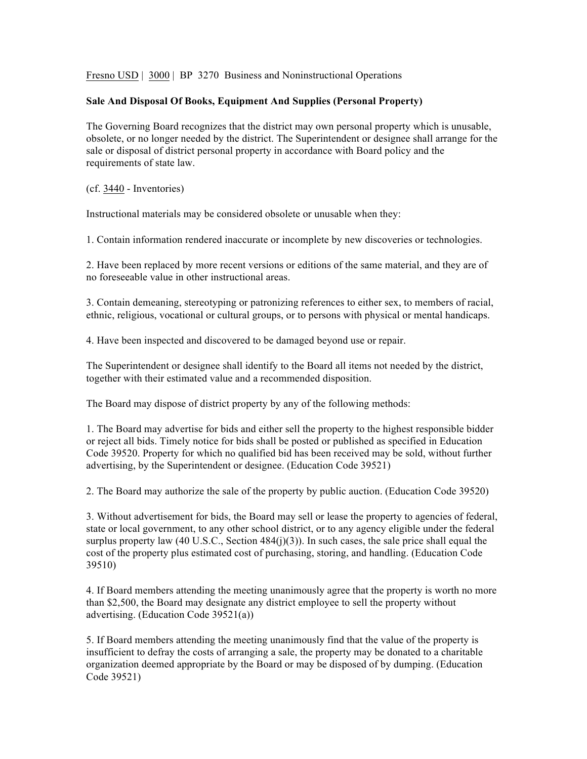Fresno USD | 3000 | BP 3270 Business and Noninstructional Operations

**Sale And Disposal Of Books, Equipment And Supplies (Personal Property)**

The Governing Board recognizes that the district may own personal property which is unusable, obsolete, or no longer needed by the district. The Superintendent or designee shall arrange for the sale or disposal of district personal property in accordance with Board policy and the requirements of state law.

(cf. 3440 - Inventories)

Instructional materials may be considered obsolete or unusable when they:

1. Contain information rendered inaccurate or incomplete by new discoveries or technologies.

2. Have been replaced by more recent versions or editions of the same material, and they are of no foreseeable value in other instructional areas.

3. Contain demeaning, stereotyping or patronizing references to either sex, to members of racial, ethnic, religious, vocational or cultural groups, or to persons with physical or mental handicaps.

4. Have been inspected and discovered to be damaged beyond use or repair.

The Superintendent or designee shall identify to the Board all items not needed by the district, together with their estimated value and a recommended disposition.

The Board may dispose of district property by any of the following methods:

1. The Board may advertise for bids and either sell the property to the highest responsible bidder or reject all bids. Timely notice for bids shall be posted or published as specified in Education Code 39520. Property for which no qualified bid has been received may be sold, without further advertising, by the Superintendent or designee. (Education Code 39521)

2. The Board may authorize the sale of the property by public auction. (Education Code 39520)

3. Without advertisement for bids, the Board may sell or lease the property to agencies of federal, state or local government, to any other school district, or to any agency eligible under the federal surplus property law (40 U.S.C., Section 484(j)(3)). In such cases, the sale price shall equal the cost of the property plus estimated cost of purchasing, storing, and handling. (Education Code 39510)

4. If Board members attending the meeting unanimously agree that the property is worth no more than $2,500, the Board may designate any district employee to sell the property without advertising. (Education Code 39521(a))

5. If Board members attending the meeting unanimously find that the value of the property is insufficient to defray the costs of arranging a sale, the property may be donated to a charitable organization deemed appropriate by the Board or may be disposed of by dumping. (Education Code 39521)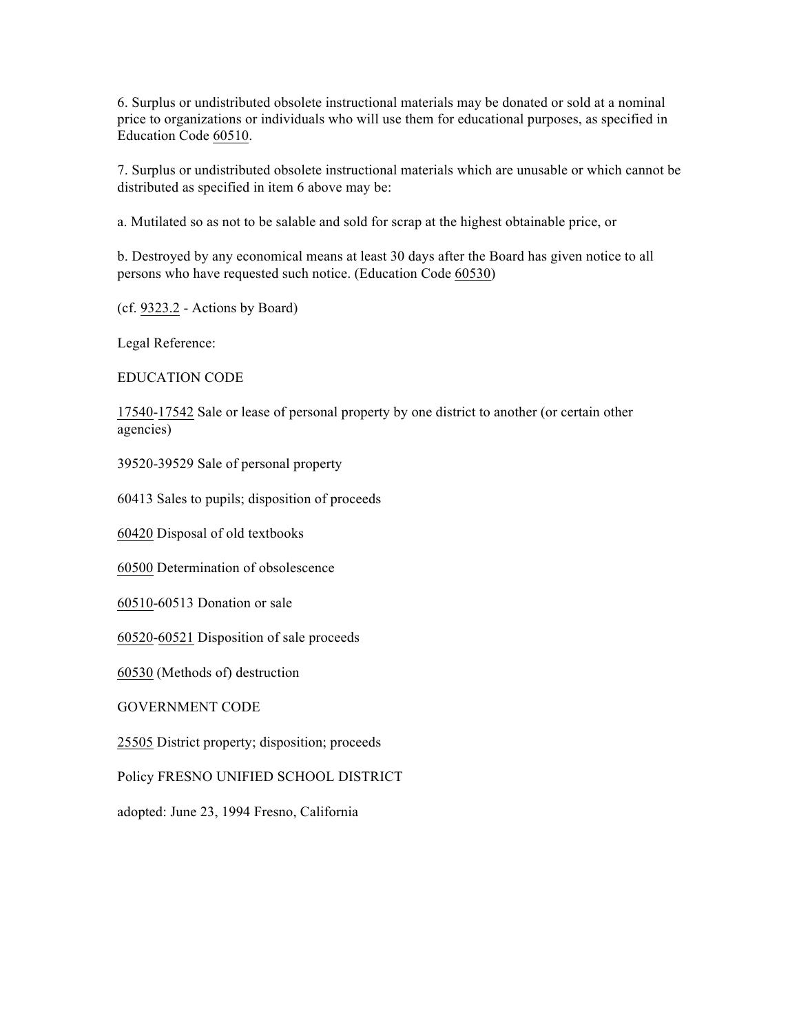6. Surplus or undistributed obsolete instructional materials may be donated or sold at a nominal price to organizations or individuals who will use them for educational purposes, as specified in Education Code 60510.

7. Surplus or undistributed obsolete instructional materials which are unusable or which cannot be distributed as specified in item 6 above may be:

a. Mutilated so as not to be salable and sold for scrap at the highest obtainable price, or

b. Destroyed by any economical means at least 30 days after the Board has given notice to all persons who have requested such notice. (Education Code 60530)

(cf. 9323.2 - Actions by Board)

Legal Reference:

EDUCATION CODE

17540-17542 Sale or lease of personal property by one district to another (or certain other agencies)

39520-39529 Sale of personal property

60413 Sales to pupils; disposition of proceeds

60420 Disposal of old textbooks

60500 Determination of obsolescence

60510-60513 Donation or sale

60520-60521 Disposition of sale proceeds

60530 (Methods of) destruction

GOVERNMENT CODE

25505 District property; disposition; proceeds

Policy FRESNO UNIFIED SCHOOL DISTRICT

adopted: June 23, 1994 Fresno, California